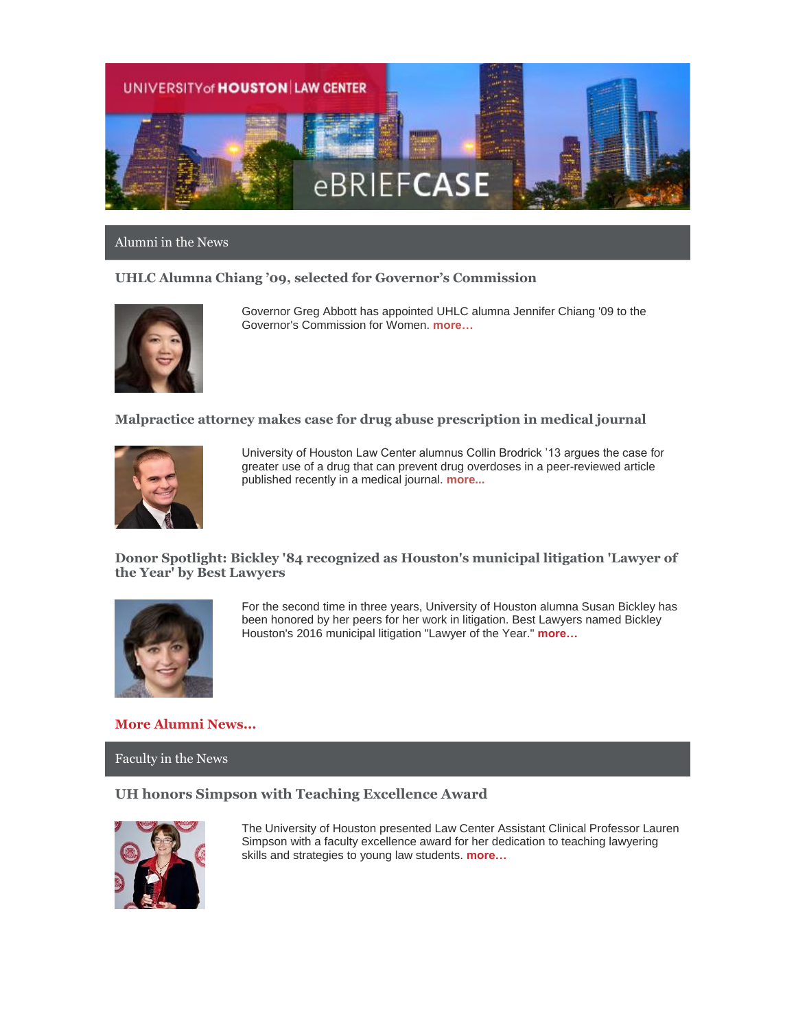UNIVERSITY of HOUSTON | LAW CENTER

# eBRIEFCASE

## Alumni in the News

### UHLC Alumna Chiang '09, selected for Governor's Commission

Governor Greg Abbott has appointed UHLC alumna Jennifer Chiang '09 to the Governor's Commission for Women. **more…**

### Malpractice attorney makes case for drug abuse prescription in medical journal

University of Houston Law Center alumnus Collin Brodrick '13 argues the case for greater use of a drug that can prevent drug overdoses in a peer-reviewed article published recently in a medical journal. **more...**

### Donor Spotlight: Bickley '84 recognized as Houston's municipal litigation 'Lawyer of the Year' by Best Lawyers

For the second time in three years, University of Houston alumna Susan Bickley has been honored by her peers for her work in litigation. Best Lawyers named Bickley Houston's 2016 municipal litigation "Lawyer of the Year." **more…**

**More Alumni News…**

## Faculty in the News

### UH honors Simpson with Teaching Excellence Award

The University of Houston presented Law Center Assistant Clinical Professor Lauren Simpson with a faculty excellence award for her dedication to teaching lawyering skills and strategies to young law students. **more…**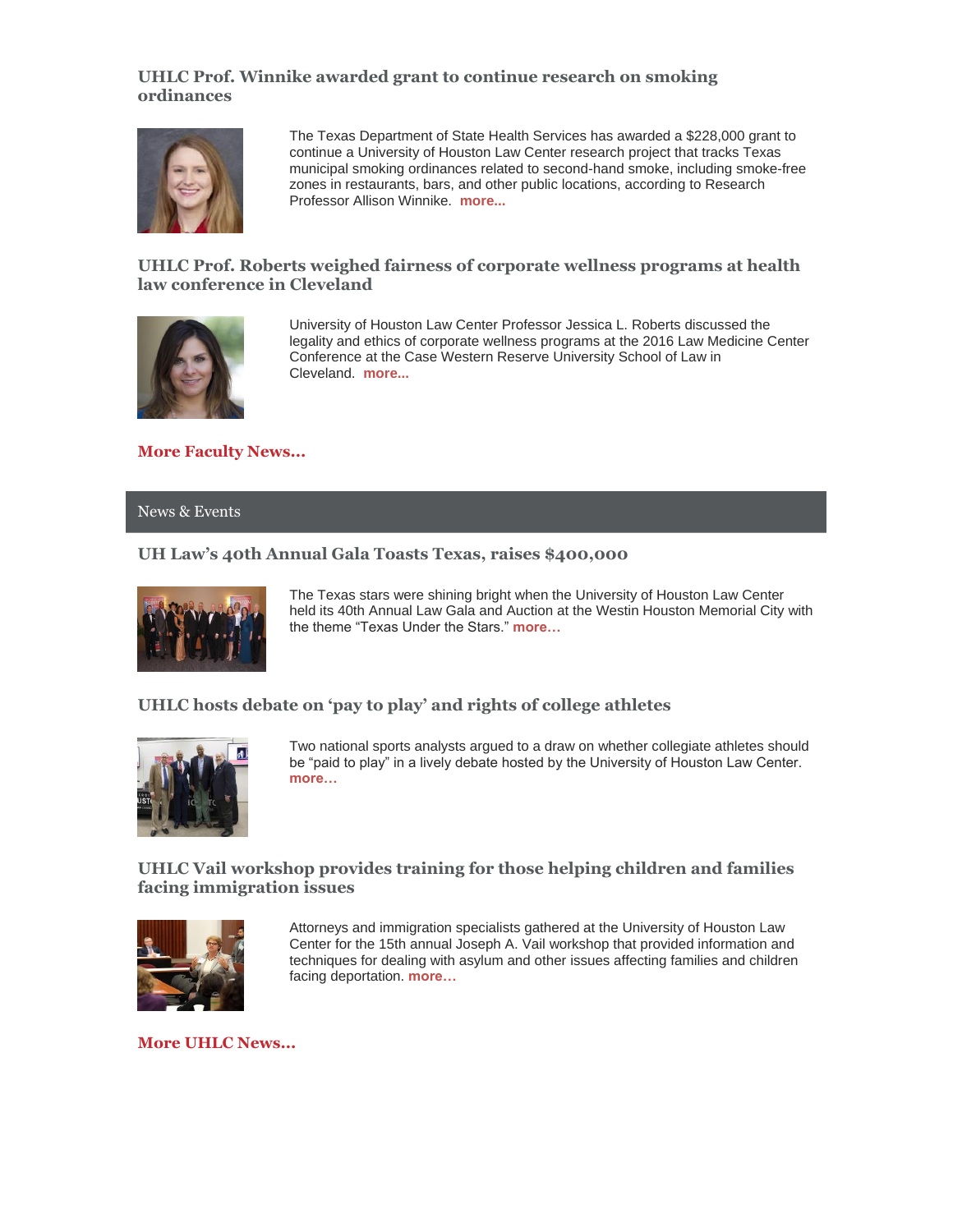### UHLC Prof. Winnike awarded grant to continue research on smoking ordinances

The Texas Department of State Health Services has awarded a $228,000 grant to continue a University of Houston Law Center research project that tracks Texas municipal smoking ordinances related to second-hand smoke, including smoke-free zones in restaurants, bars, and other public locations, according to Research Professor Allison Winnike. **more...**

### UHLC Prof. Roberts weighed fairness of corporate wellness programs at health law conference in Cleveland

University of Houston Law Center Professor Jessica L. Roberts discussed the legality and ethics of corporate wellness programs at the 2016 Law Medicine Center Conference at the Case Western Reserve University School of Law in Cleveland. **more...**

**More Faculty News...**

## News & Events

### UH Law's 40th Annual Gala Toasts Texas, raises $400,000

The Texas stars were shining bright when the University of Houston Law Center held its 40th Annual Law Gala and Auction at the Westin Houston Memorial City with the theme "Texas Under the Stars." **more…**

### UHLC hosts debate on 'pay to play' and rights of college athletes

Two national sports analysts argued to a draw on whether collegiate athletes should be "paid to play" in a lively debate hosted by the University of Houston Law Center. **more…**

### UHLC Vail workshop provides training for those helping children and families facing immigration issues

Attorneys and immigration specialists gathered at the University of Houston Law Center for the 15th annual Joseph A. Vail workshop that provided information and techniques for dealing with asylum and other issues affecting families and children facing deportation. **more…**

**More UHLC News...**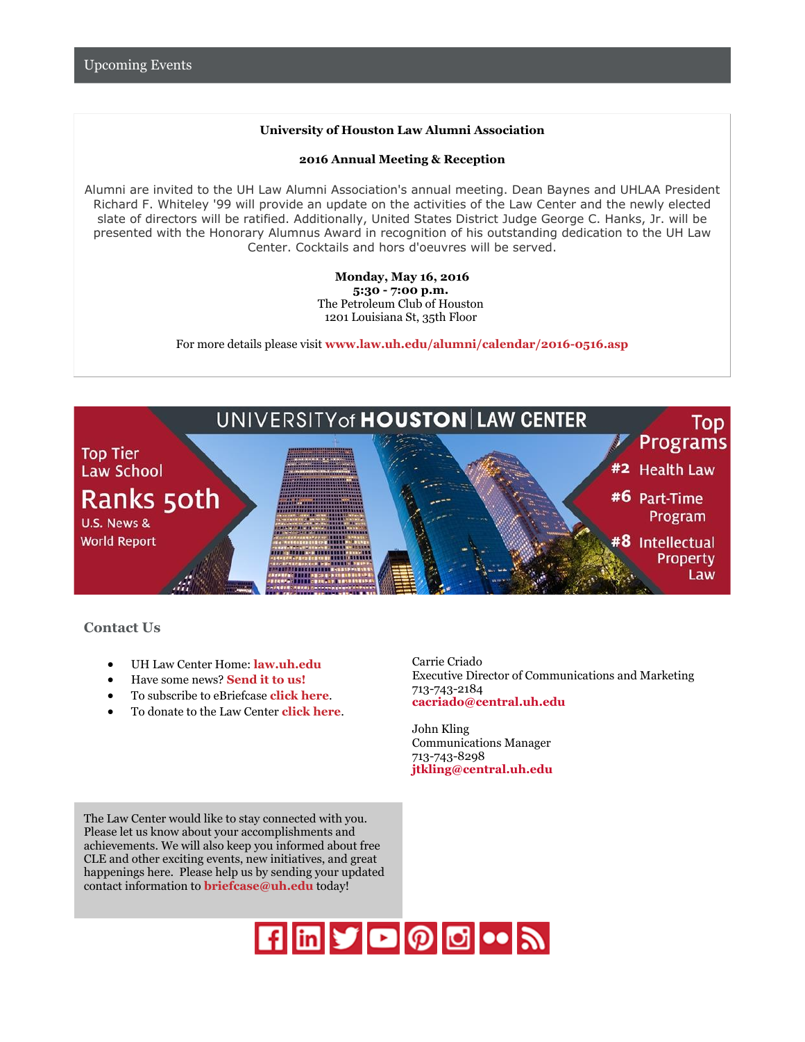## Upcoming Events

**University of Houston Law Alumni Association**

**2016 Annual Meeting & Reception**

Alumni are invited to the UH Law Alumni Association's annual meeting. Dean Baynes and UHLAA President Richard F. Whiteley '99 will provide an update on the activities of the Law Center and the newly elected slate of directors will be ratified. Additionally, United States District Judge George C. Hanks, Jr. will be presented with the Honorary Alumnus Award in recognition of his outstanding dedication to the UH Law Center. Cocktails and hors d'oeuvres will be served.

**Monday, May 16, 2016**
**5:30 - 7:00 p.m.**
The Petroleum Club of Houston
1201 Louisiana St, 35th Floor

For more details please visit **www.law.uh.edu/alumni/calendar/2016-0516.asp**

UNIVERSITY of HOUSTON | LAW CENTER

Top Tier Law School
Ranks 50th
U.S. News & World Report

Top Programs
#2 Health Law
#6 Part-Time Program
#8 Intellectual Property Law

## Contact Us

- UH Law Center Home: **law.uh.edu**
- Have some news? **Send it to us!**
- To subscribe to eBriefcase **click here**.
- To donate to the Law Center **click here**.

Carrie Criado
Executive Director of Communications and Marketing
713-743-2184
**cacriado@central.uh.edu**

John Kling
Communications Manager
713-743-8298
**jtkling@central.uh.edu**

The Law Center would like to stay connected with you. Please let us know about your accomplishments and achievements. We will also keep you informed about free CLE and other exciting events, new initiatives, and great happenings here. Please help us by sending your updated contact information to **briefcase@uh.edu** today!